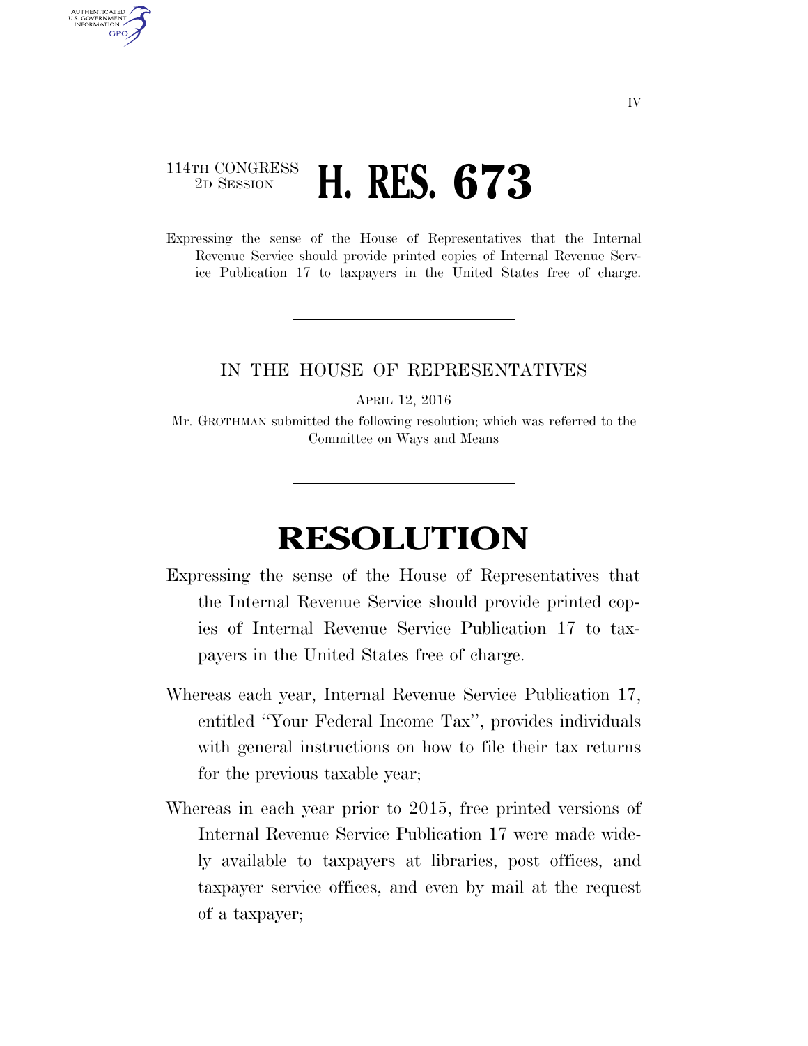114TH CONGRESS
2D SESSION

# H. RES. 673

Expressing the sense of the House of Representatives that the Internal Revenue Service should provide printed copies of Internal Revenue Service Publication 17 to taxpayers in the United States free of charge.

---

IN THE HOUSE OF REPRESENTATIVES

APRIL 12, 2016

Mr. GROTHMAN submitted the following resolution; which was referred to the Committee on Ways and Means

---

# RESOLUTION

Expressing the sense of the House of Representatives that the Internal Revenue Service should provide printed copies of Internal Revenue Service Publication 17 to taxpayers in the United States free of charge.

Whereas each year, Internal Revenue Service Publication 17, entitled "Your Federal Income Tax", provides individuals with general instructions on how to file their tax returns for the previous taxable year;

Whereas in each year prior to 2015, free printed versions of Internal Revenue Service Publication 17 were made widely available to taxpayers at libraries, post offices, and taxpayer service offices, and even by mail at the request of a taxpayer;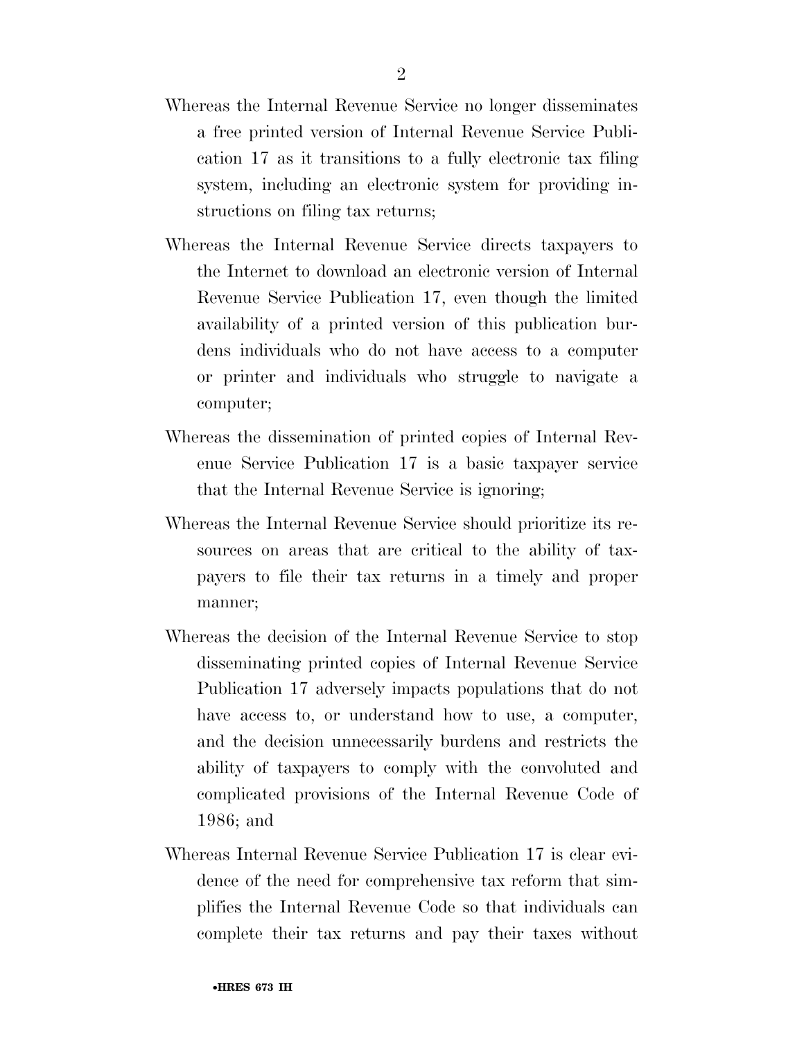Whereas the Internal Revenue Service no longer disseminates a free printed version of Internal Revenue Service Publication 17 as it transitions to a fully electronic tax filing system, including an electronic system for providing instructions on filing tax returns;

Whereas the Internal Revenue Service directs taxpayers to the Internet to download an electronic version of Internal Revenue Service Publication 17, even though the limited availability of a printed version of this publication burdens individuals who do not have access to a computer or printer and individuals who struggle to navigate a computer;

Whereas the dissemination of printed copies of Internal Revenue Service Publication 17 is a basic taxpayer service that the Internal Revenue Service is ignoring;

Whereas the Internal Revenue Service should prioritize its resources on areas that are critical to the ability of taxpayers to file their tax returns in a timely and proper manner;

Whereas the decision of the Internal Revenue Service to stop disseminating printed copies of Internal Revenue Service Publication 17 adversely impacts populations that do not have access to, or understand how to use, a computer, and the decision unnecessarily burdens and restricts the ability of taxpayers to comply with the convoluted and complicated provisions of the Internal Revenue Code of 1986; and

Whereas Internal Revenue Service Publication 17 is clear evidence of the need for comprehensive tax reform that simplifies the Internal Revenue Code so that individuals can complete their tax returns and pay their taxes without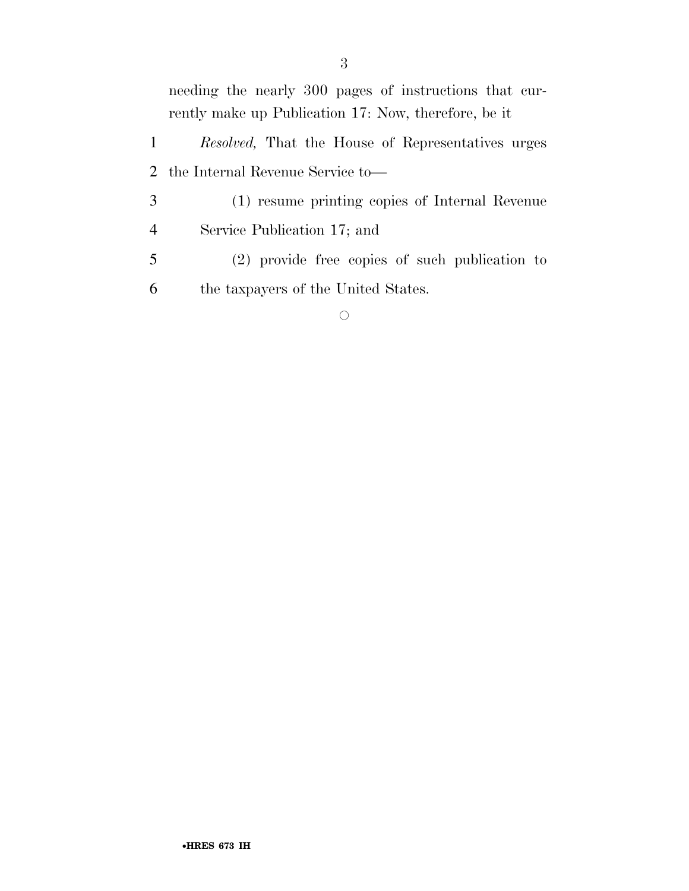needing the nearly 300 pages of instructions that currently make up Publication 17: Now, therefore, be it

*Resolved,* That the House of Representatives urges the Internal Revenue Service to—

(1) resume printing copies of Internal Revenue Service Publication 17; and

(2) provide free copies of such publication to the taxpayers of the United States.